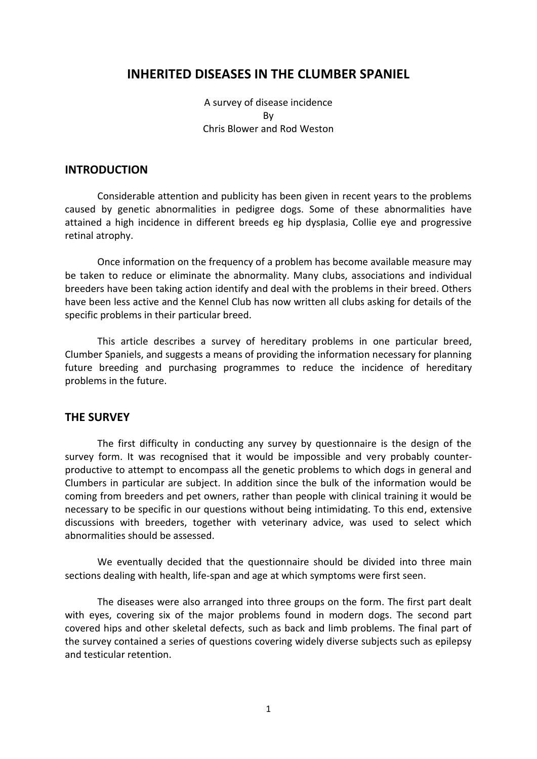# INHERITED DISEASES IN THE CLUMBER SPANIEL

A survey of disease incidence
By
Chris Blower and Rod Weston

## INTRODUCTION

Considerable attention and publicity has been given in recent years to the problems caused by genetic abnormalities in pedigree dogs. Some of these abnormalities have attained a high incidence in different breeds eg hip dysplasia, Collie eye and progressive retinal atrophy.

Once information on the frequency of a problem has become available measure may be taken to reduce or eliminate the abnormality. Many clubs, associations and individual breeders have been taking action identify and deal with the problems in their breed. Others have been less active and the Kennel Club has now written all clubs asking for details of the specific problems in their particular breed.

This article describes a survey of hereditary problems in one particular breed, Clumber Spaniels, and suggests a means of providing the information necessary for planning future breeding and purchasing programmes to reduce the incidence of hereditary problems in the future.

## THE SURVEY

The first difficulty in conducting any survey by questionnaire is the design of the survey form. It was recognised that it would be impossible and very probably counter-productive to attempt to encompass all the genetic problems to which dogs in general and Clumbers in particular are subject. In addition since the bulk of the information would be coming from breeders and pet owners, rather than people with clinical training it would be necessary to be specific in our questions without being intimidating. To this end, extensive discussions with breeders, together with veterinary advice, was used to select which abnormalities should be assessed.

We eventually decided that the questionnaire should be divided into three main sections dealing with health, life-span and age at which symptoms were first seen.

The diseases were also arranged into three groups on the form. The first part dealt with eyes, covering six of the major problems found in modern dogs. The second part covered hips and other skeletal defects, such as back and limb problems. The final part of the survey contained a series of questions covering widely diverse subjects such as epilepsy and testicular retention.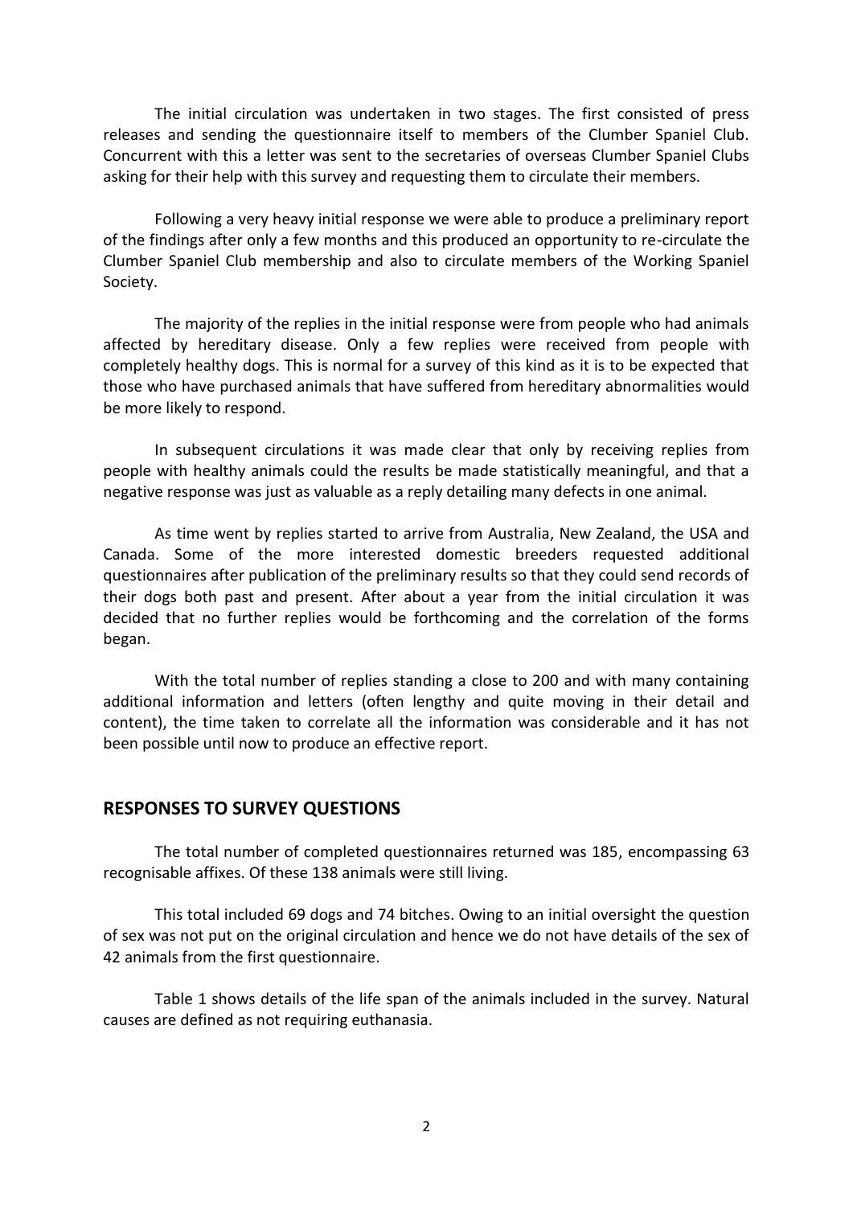The initial circulation was undertaken in two stages. The first consisted of press releases and sending the questionnaire itself to members of the Clumber Spaniel Club. Concurrent with this a letter was sent to the secretaries of overseas Clumber Spaniel Clubs asking for their help with this survey and requesting them to circulate their members.

Following a very heavy initial response we were able to produce a preliminary report of the findings after only a few months and this produced an opportunity to re-circulate the Clumber Spaniel Club membership and also to circulate members of the Working Spaniel Society.

The majority of the replies in the initial response were from people who had animals affected by hereditary disease. Only a few replies were received from people with completely healthy dogs. This is normal for a survey of this kind as it is to be expected that those who have purchased animals that have suffered from hereditary abnormalities would be more likely to respond.

In subsequent circulations it was made clear that only by receiving replies from people with healthy animals could the results be made statistically meaningful, and that a negative response was just as valuable as a reply detailing many defects in one animal.

As time went by replies started to arrive from Australia, New Zealand, the USA and Canada. Some of the more interested domestic breeders requested additional questionnaires after publication of the preliminary results so that they could send records of their dogs both past and present. After about a year from the initial circulation it was decided that no further replies would be forthcoming and the correlation of the forms began.

With the total number of replies standing a close to 200 and with many containing additional information and letters (often lengthy and quite moving in their detail and content), the time taken to correlate all the information was considerable and it has not been possible until now to produce an effective report.

## RESPONSES TO SURVEY QUESTIONS

The total number of completed questionnaires returned was 185, encompassing 63 recognisable affixes. Of these 138 animals were still living.

This total included 69 dogs and 74 bitches. Owing to an initial oversight the question of sex was not put on the original circulation and hence we do not have details of the sex of 42 animals from the first questionnaire.

Table 1 shows details of the life span of the animals included in the survey. Natural causes are defined as not requiring euthanasia.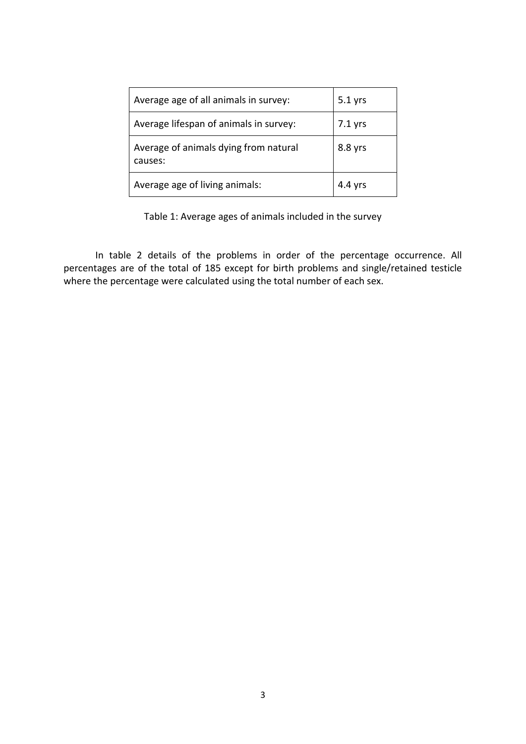| Average age of all animals in survey: | 5.1 yrs |
|---|---|
| Average lifespan of animals in survey: | 7.1 yrs |
| Average of animals dying from natural causes: | 8.8 yrs |
| Average age of living animals: | 4.4 yrs |

Table 1: Average ages of animals included in the survey

In table 2 details of the problems in order of the percentage occurrence. All percentages are of the total of 185 except for birth problems and single/retained testicle where the percentage were calculated using the total number of each sex.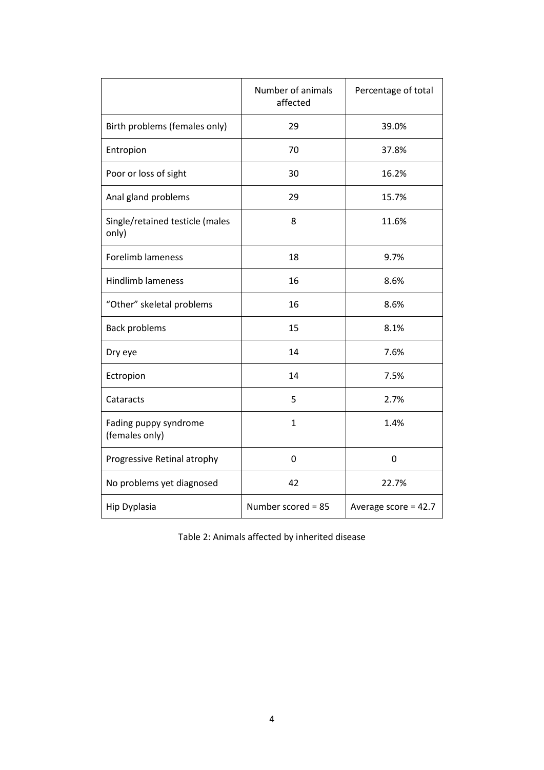| | Number of animals affected | Percentage of total |
|---|---|---|
| Birth problems (females only) | 29 | 39.0% |
| Entropion | 70 | 37.8% |
| Poor or loss of sight | 30 | 16.2% |
| Anal gland problems | 29 | 15.7% |
| Single/retained testicle (males only) | 8 | 11.6% |
| Forelimb lameness | 18 | 9.7% |
| Hindlimb lameness | 16 | 8.6% |
| "Other" skeletal problems | 16 | 8.6% |
| Back problems | 15 | 8.1% |
| Dry eye | 14 | 7.6% |
| Ectropion | 14 | 7.5% |
| Cataracts | 5 | 2.7% |
| Fading puppy syndrome (females only) | 1 | 1.4% |
| Progressive Retinal atrophy | 0 | 0 |
| No problems yet diagnosed | 42 | 22.7% |
| Hip Dyplasia | Number scored = 85 | Average score = 42.7 |

Table 2: Animals affected by inherited disease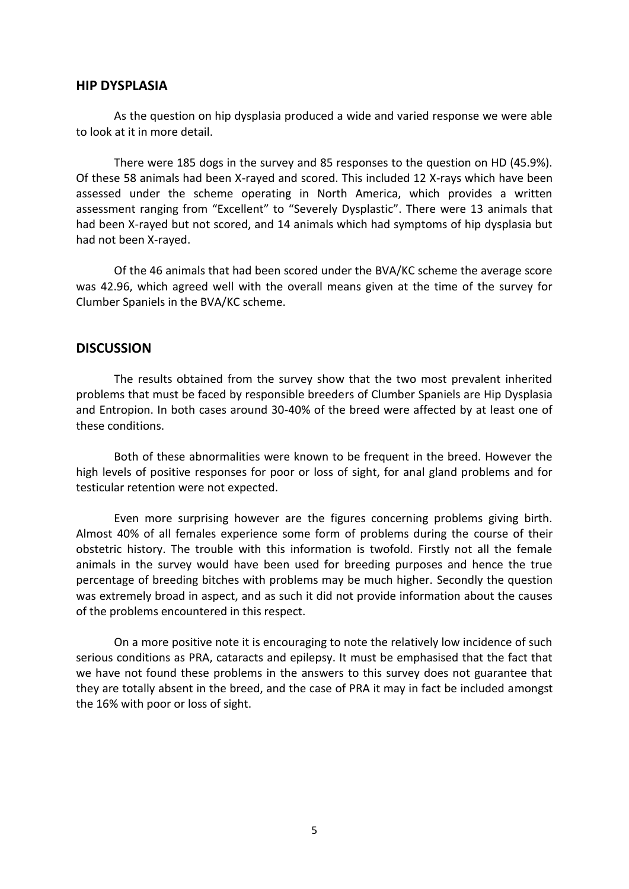## HIP DYSPLASIA

As the question on hip dysplasia produced a wide and varied response we were able to look at it in more detail.

There were 185 dogs in the survey and 85 responses to the question on HD (45.9%). Of these 58 animals had been X-rayed and scored. This included 12 X-rays which have been assessed under the scheme operating in North America, which provides a written assessment ranging from "Excellent" to "Severely Dysplastic". There were 13 animals that had been X-rayed but not scored, and 14 animals which had symptoms of hip dysplasia but had not been X-rayed.

Of the 46 animals that had been scored under the BVA/KC scheme the average score was 42.96, which agreed well with the overall means given at the time of the survey for Clumber Spaniels in the BVA/KC scheme.

## DISCUSSION

The results obtained from the survey show that the two most prevalent inherited problems that must be faced by responsible breeders of Clumber Spaniels are Hip Dysplasia and Entropion. In both cases around 30-40% of the breed were affected by at least one of these conditions.

Both of these abnormalities were known to be frequent in the breed. However the high levels of positive responses for poor or loss of sight, for anal gland problems and for testicular retention were not expected.

Even more surprising however are the figures concerning problems giving birth. Almost 40% of all females experience some form of problems during the course of their obstetric history. The trouble with this information is twofold. Firstly not all the female animals in the survey would have been used for breeding purposes and hence the true percentage of breeding bitches with problems may be much higher. Secondly the question was extremely broad in aspect, and as such it did not provide information about the causes of the problems encountered in this respect.

On a more positive note it is encouraging to note the relatively low incidence of such serious conditions as PRA, cataracts and epilepsy. It must be emphasised that the fact that we have not found these problems in the answers to this survey does not guarantee that they are totally absent in the breed, and the case of PRA it may in fact be included amongst the 16% with poor or loss of sight.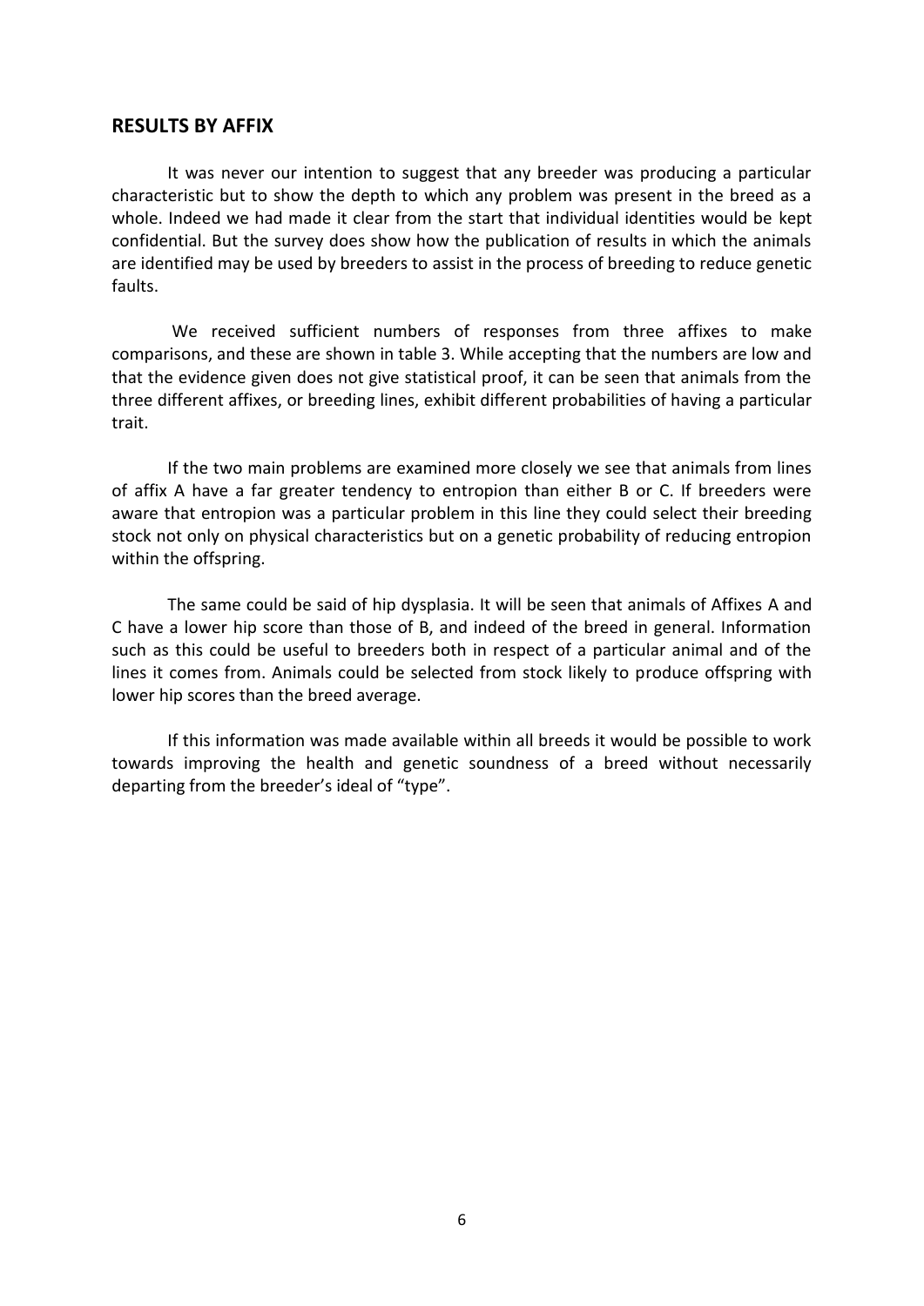## RESULTS BY AFFIX

It was never our intention to suggest that any breeder was producing a particular characteristic but to show the depth to which any problem was present in the breed as a whole. Indeed we had made it clear from the start that individual identities would be kept confidential. But the survey does show how the publication of results in which the animals are identified may be used by breeders to assist in the process of breeding to reduce genetic faults.

We received sufficient numbers of responses from three affixes to make comparisons, and these are shown in table 3. While accepting that the numbers are low and that the evidence given does not give statistical proof, it can be seen that animals from the three different affixes, or breeding lines, exhibit different probabilities of having a particular trait.

If the two main problems are examined more closely we see that animals from lines of affix A have a far greater tendency to entropion than either B or C. If breeders were aware that entropion was a particular problem in this line they could select their breeding stock not only on physical characteristics but on a genetic probability of reducing entropion within the offspring.

The same could be said of hip dysplasia. It will be seen that animals of Affixes A and C have a lower hip score than those of B, and indeed of the breed in general. Information such as this could be useful to breeders both in respect of a particular animal and of the lines it comes from. Animals could be selected from stock likely to produce offspring with lower hip scores than the breed average.

If this information was made available within all breeds it would be possible to work towards improving the health and genetic soundness of a breed without necessarily departing from the breeder's ideal of "type".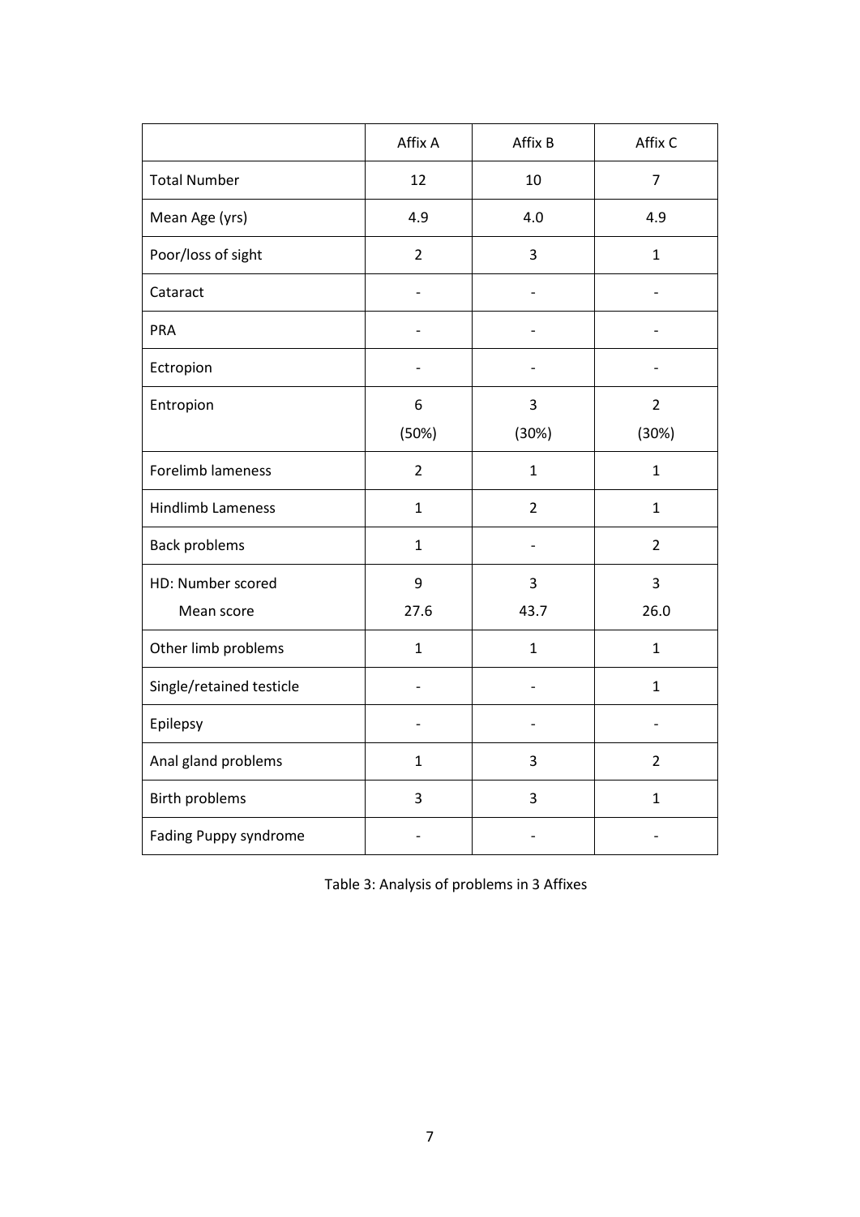| | Affix A | Affix B | Affix C |
|---|---|---|---|
| Total Number | 12 | 10 | 7 |
| Mean Age (yrs) | 4.9 | 4.0 | 4.9 |
| Poor/loss of sight | 2 | 3 | 1 |
| Cataract | - | - | - |
| PRA | - | - | - |
| Ectropion | - | - | - |
| Entropion | 6 (50%) | 3 (30%) | 2 (30%) |
| Forelimb lameness | 2 | 1 | 1 |
| Hindlimb Lameness | 1 | 2 | 1 |
| Back problems | 1 | - | 2 |
| HD: Number scored<br>Mean score | 9<br>27.6 | 3<br>43.7 | 3<br>26.0 |
| Other limb problems | 1 | 1 | 1 |
| Single/retained testicle | - | - | 1 |
| Epilepsy | - | - | - |
| Anal gland problems | 1 | 3 | 2 |
| Birth problems | 3 | 3 | 1 |
| Fading Puppy syndrome | - | - | - |

Table 3: Analysis of problems in 3 Affixes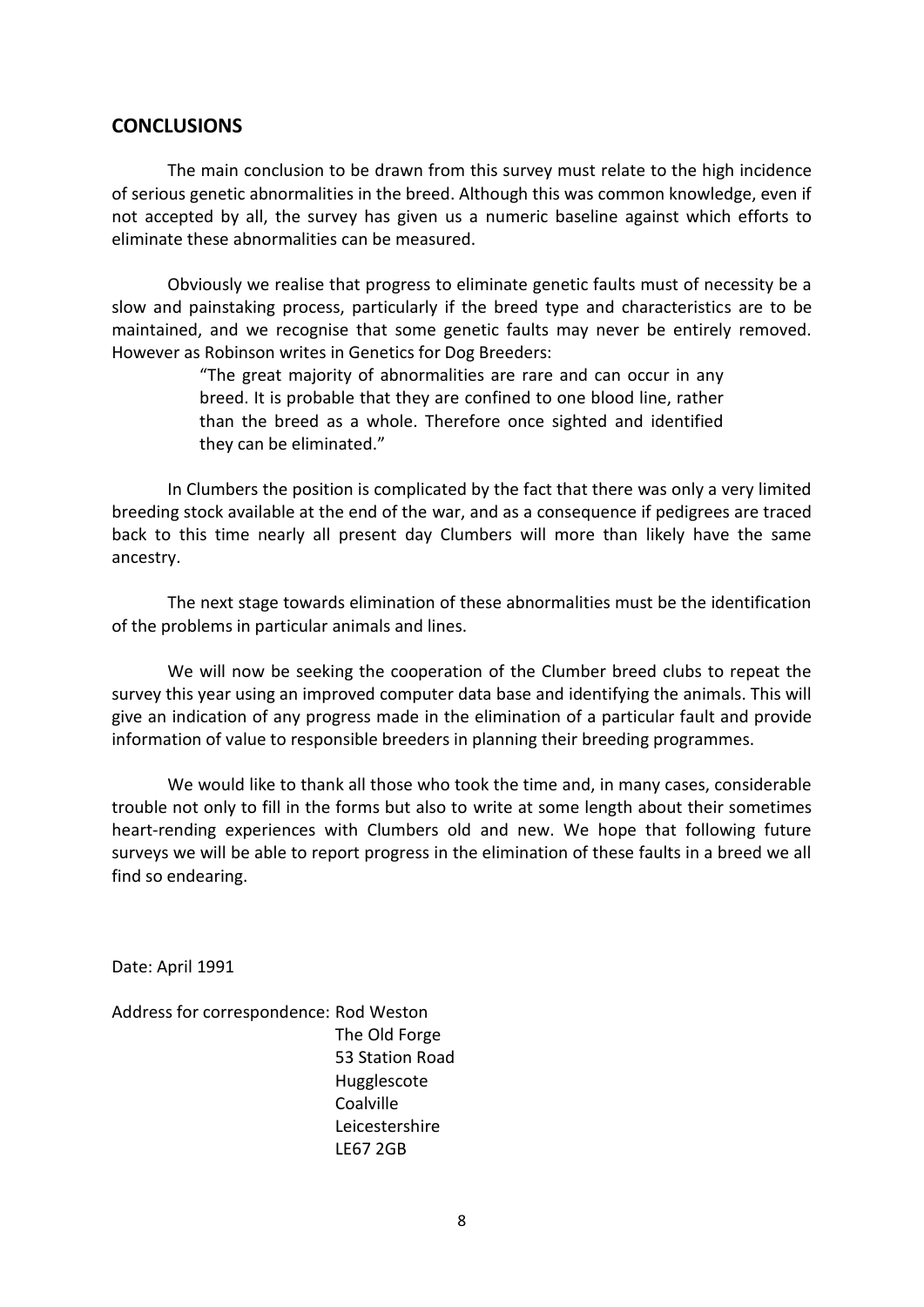## CONCLUSIONS

The main conclusion to be drawn from this survey must relate to the high incidence of serious genetic abnormalities in the breed. Although this was common knowledge, even if not accepted by all, the survey has given us a numeric baseline against which efforts to eliminate these abnormalities can be measured.

Obviously we realise that progress to eliminate genetic faults must of necessity be a slow and painstaking process, particularly if the breed type and characteristics are to be maintained, and we recognise that some genetic faults may never be entirely removed. However as Robinson writes in Genetics for Dog Breeders:

> "The great majority of abnormalities are rare and can occur in any breed. It is probable that they are confined to one blood line, rather than the breed as a whole. Therefore once sighted and identified they can be eliminated."

In Clumbers the position is complicated by the fact that there was only a very limited breeding stock available at the end of the war, and as a consequence if pedigrees are traced back to this time nearly all present day Clumbers will more than likely have the same ancestry.

The next stage towards elimination of these abnormalities must be the identification of the problems in particular animals and lines.

We will now be seeking the cooperation of the Clumber breed clubs to repeat the survey this year using an improved computer data base and identifying the animals. This will give an indication of any progress made in the elimination of a particular fault and provide information of value to responsible breeders in planning their breeding programmes.

We would like to thank all those who took the time and, in many cases, considerable trouble not only to fill in the forms but also to write at some length about their sometimes heart-rending experiences with Clumbers old and new. We hope that following future surveys we will be able to report progress in the elimination of these faults in a breed we all find so endearing.

Date: April 1991

Address for correspondence: Rod Weston
The Old Forge
53 Station Road
Hugglescote
Coalville
Leicestershire
LE67 2GB